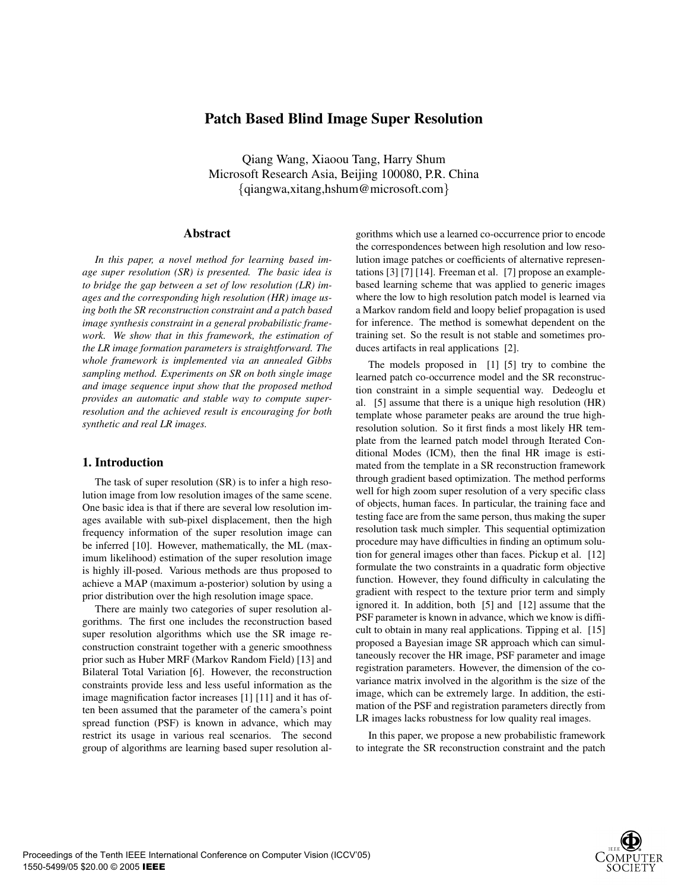# Patch Based Blind Image Super Resolution

Qiang Wang, Xiaoou Tang, Harry Shum
Microsoft Research Asia, Beijing 100080, P.R. China
{qiangwa,xitang,hshum@microsoft.com}

## Abstract

*In this paper, a novel method for learning based image super resolution (SR) is presented. The basic idea is to bridge the gap between a set of low resolution (LR) images and the corresponding high resolution (HR) image using both the SR reconstruction constraint and a patch based image synthesis constraint in a general probabilistic framework. We show that in this framework, the estimation of the LR image formation parameters is straightforward. The whole framework is implemented via an annealed Gibbs sampling method. Experiments on SR on both single image and image sequence input show that the proposed method provides an automatic and stable way to compute super-resolution and the achieved result is encouraging for both synthetic and real LR images.*

## 1. Introduction

The task of super resolution (SR) is to infer a high resolution image from low resolution images of the same scene. One basic idea is that if there are several low resolution images available with sub-pixel displacement, then the high frequency information of the super resolution image can be inferred [10]. However, mathematically, the ML (maximum likelihood) estimation of the super resolution image is highly ill-posed. Various methods are thus proposed to achieve a MAP (maximum a-posterior) solution by using a prior distribution over the high resolution image space.

There are mainly two categories of super resolution algorithms. The first one includes the reconstruction based super resolution algorithms which use the SR image reconstruction constraint together with a generic smoothness prior such as Huber MRF (Markov Random Field) [13] and Bilateral Total Variation [6]. However, the reconstruction constraints provide less and less useful information as the image magnification factor increases [1] [11] and it has often been assumed that the parameter of the camera's point spread function (PSF) is known in advance, which may restrict its usage in various real scenarios. The second group of algorithms are learning based super resolution algorithms which use a learned co-occurrence prior to encode the correspondences between high resolution and low resolution image patches or coefficients of alternative representations [3] [7] [14]. Freeman et al. [7] propose an example-based learning scheme that was applied to generic images where the low to high resolution patch model is learned via a Markov random field and loopy belief propagation is used for inference. The method is somewhat dependent on the training set. So the result is not stable and sometimes produces artifacts in real applications [2].

The models proposed in [1] [5] try to combine the learned patch co-occurrence model and the SR reconstruction constraint in a simple sequential way. Dedeoglu et al. [5] assume that there is a unique high resolution (HR) template whose parameter peaks are around the true high-resolution solution. So it first finds a most likely HR template from the learned patch model through Iterated Conditional Modes (ICM), then the final HR image is estimated from the template in a SR reconstruction framework through gradient based optimization. The method performs well for high zoom super resolution of a very specific class of objects, human faces. In particular, the training face and testing face are from the same person, thus making the super resolution task much simpler. This sequential optimization procedure may have difficulties in finding an optimum solution for general images other than faces. Pickup et al. [12] formulate the two constraints in a quadratic form objective function. However, they found difficulty in calculating the gradient with respect to the texture prior term and simply ignored it. In addition, both [5] and [12] assume that the PSF parameter is known in advance, which we know is difficult to obtain in many real applications. Tipping et al. [15] proposed a Bayesian image SR approach which can simultaneously recover the HR image, PSF parameter and image registration parameters. However, the dimension of the covariance matrix involved in the algorithm is the size of the image, which can be extremely large. In addition, the estimation of the PSF and registration parameters directly from LR images lacks robustness for low quality real images.

In this paper, we propose a new probabilistic framework to integrate the SR reconstruction constraint and the patch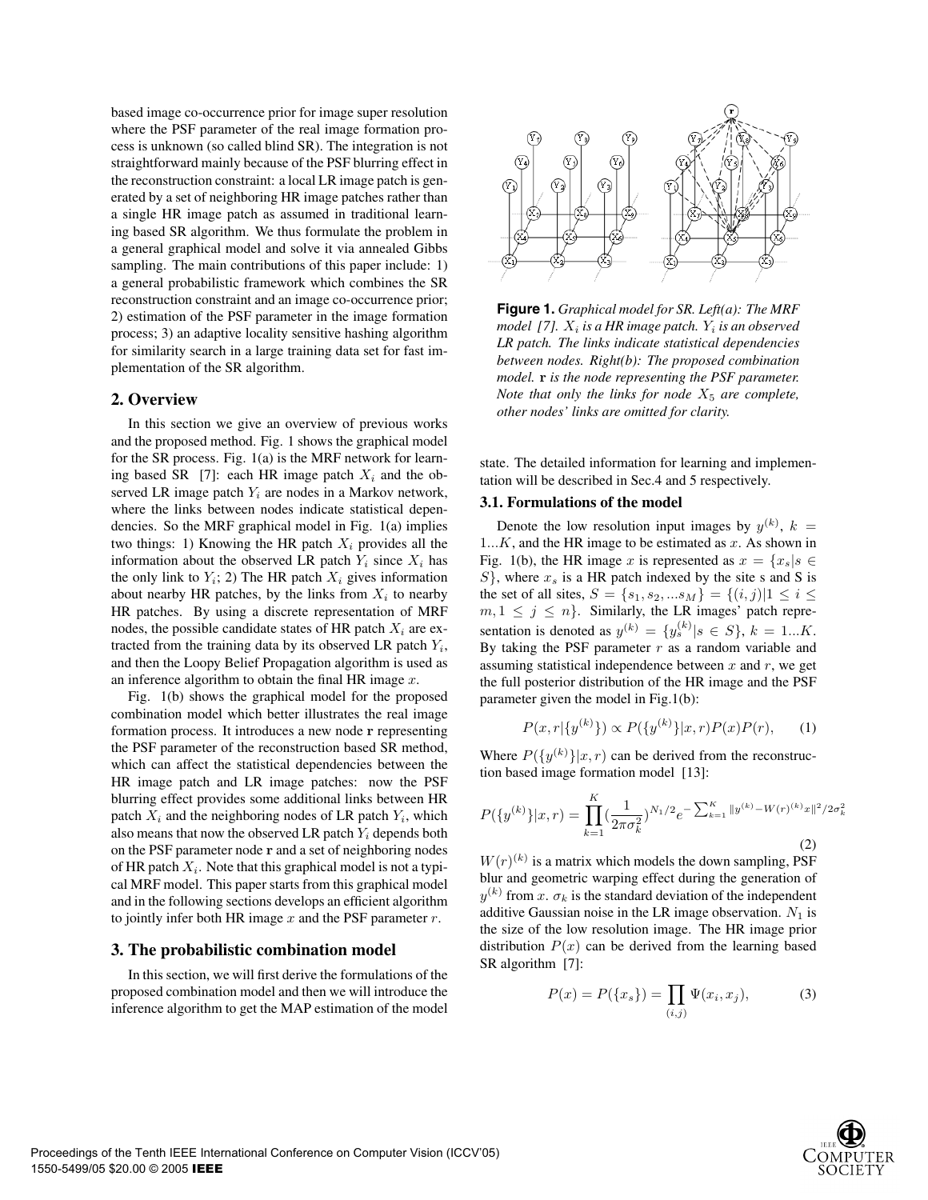based image co-occurrence prior for image super resolution where the PSF parameter of the real image formation process is unknown (so called blind SR). The integration is not straightforward mainly because of the PSF blurring effect in the reconstruction constraint: a local LR image patch is generated by a set of neighboring HR image patches rather than a single HR image patch as assumed in traditional learning based SR algorithm. We thus formulate the problem in a general graphical model and solve it via annealed Gibbs sampling. The main contributions of this paper include: 1) a general probabilistic framework which combines the SR reconstruction constraint and an image co-occurrence prior; 2) estimation of the PSF parameter in the image formation process; 3) an adaptive locality sensitive hashing algorithm for similarity search in a large training data set for fast implementation of the SR algorithm.

## 2. Overview

In this section we give an overview of previous works and the proposed method. Fig. 1 shows the graphical model for the SR process. Fig. 1(a) is the MRF network for learning based SR [7]: each HR image patch $X_i$ and the observed LR image patch $Y_i$ are nodes in a Markov network, where the links between nodes indicate statistical dependencies. So the MRF graphical model in Fig. 1(a) implies two things: 1) Knowing the HR patch $X_i$ provides all the information about the observed LR patch $Y_i$ since $X_i$ has the only link to $Y_i$; 2) The HR patch $X_i$ gives information about nearby HR patches, by the links from $X_i$ to nearby HR patches. By using a discrete representation of MRF nodes, the possible candidate states of HR patch $X_i$ are extracted from the training data by its observed LR patch $Y_i$, and then the Loopy Belief Propagation algorithm is used as an inference algorithm to obtain the final HR image $x$.

Fig. 1(b) shows the graphical model for the proposed combination model which better illustrates the real image formation process. It introduces a new node **r** representing the PSF parameter of the reconstruction based SR method, which can affect the statistical dependencies between the HR image patch and LR image patches: now the PSF blurring effect provides some additional links between HR patch $X_i$ and the neighboring nodes of LR patch $Y_i$, which also means that now the observed LR patch $Y_i$ depends both on the PSF parameter node **r** and a set of neighboring nodes of HR patch $X_i$. Note that this graphical model is not a typical MRF model. This paper starts from this graphical model and in the following sections develops an efficient algorithm to jointly infer both HR image $x$ and the PSF parameter $r$.

**Figure 1.** *Graphical model for SR. Left(a): The MRF model [7]. $X_i$ is a HR image patch. $Y_i$ is an observed LR patch. The links indicate statistical dependencies between nodes. Right(b): The proposed combination model.* **r** *is the node representing the PSF parameter. Note that only the links for node $X_5$ are complete, other nodes' links are omitted for clarity.*

## 3. The probabilistic combination model

In this section, we will first derive the formulations of the proposed combination model and then we will introduce the inference algorithm to get the MAP estimation of the model state. The detailed information for learning and implementation will be described in Sec.4 and 5 respectively.

### 3.1. Formulations of the model

Denote the low resolution input images by $y^{(k)}$, $k = 1...K$, and the HR image to be estimated as $x$. As shown in Fig. 1(b), the HR image $x$ is represented as $x = \{x_s | s \in S\}$, where $x_s$ is a HR patch indexed by the site s and S is the set of all sites, $S = \{s_1, s_2, ...s_M\} = \{(i,j)|1 \leq i \leq m, 1 \leq j \leq n\}$. Similarly, the LR images' patch representation is denoted as $y^{(k)} = \{y_s^{(k)} | s \in S\}$, $k = 1...K$. By taking the PSF parameter $r$ as a random variable and assuming statistical independence between $x$ and $r$, we get the full posterior distribution of the HR image and the PSF parameter given the model in Fig.1(b):

$$P(x, r|\{y^{(k)}\}) \propto P(\{y^{(k)}\}|x, r)P(x)P(r), \quad (1)$$

Where $P(\{y^{(k)}\}|x, r)$ can be derived from the reconstruction based image formation model [13]:

$$P(\{y^{(k)}\}|x, r) = \prod_{k=1}^{K} (\frac{1}{2\pi\sigma_k^2})^{N_1/2} e^{-\sum_{k=1}^{K} \|y^{(k)} - W(r)^{(k)}x\|^2/2\sigma_k^2} \quad (2)$$

$W(r)^{(k)}$ is a matrix which models the down sampling, PSF blur and geometric warping effect during the generation of $y^{(k)}$ from $x$. $\sigma_k$ is the standard deviation of the independent additive Gaussian noise in the LR image observation. $N_1$ is the size of the low resolution image. The HR image prior distribution $P(x)$ can be derived from the learning based SR algorithm [7]:

$$P(x) = P(\{x_s\}) = \prod_{(i,j)} \Psi(x_i, x_j), \quad (3)$$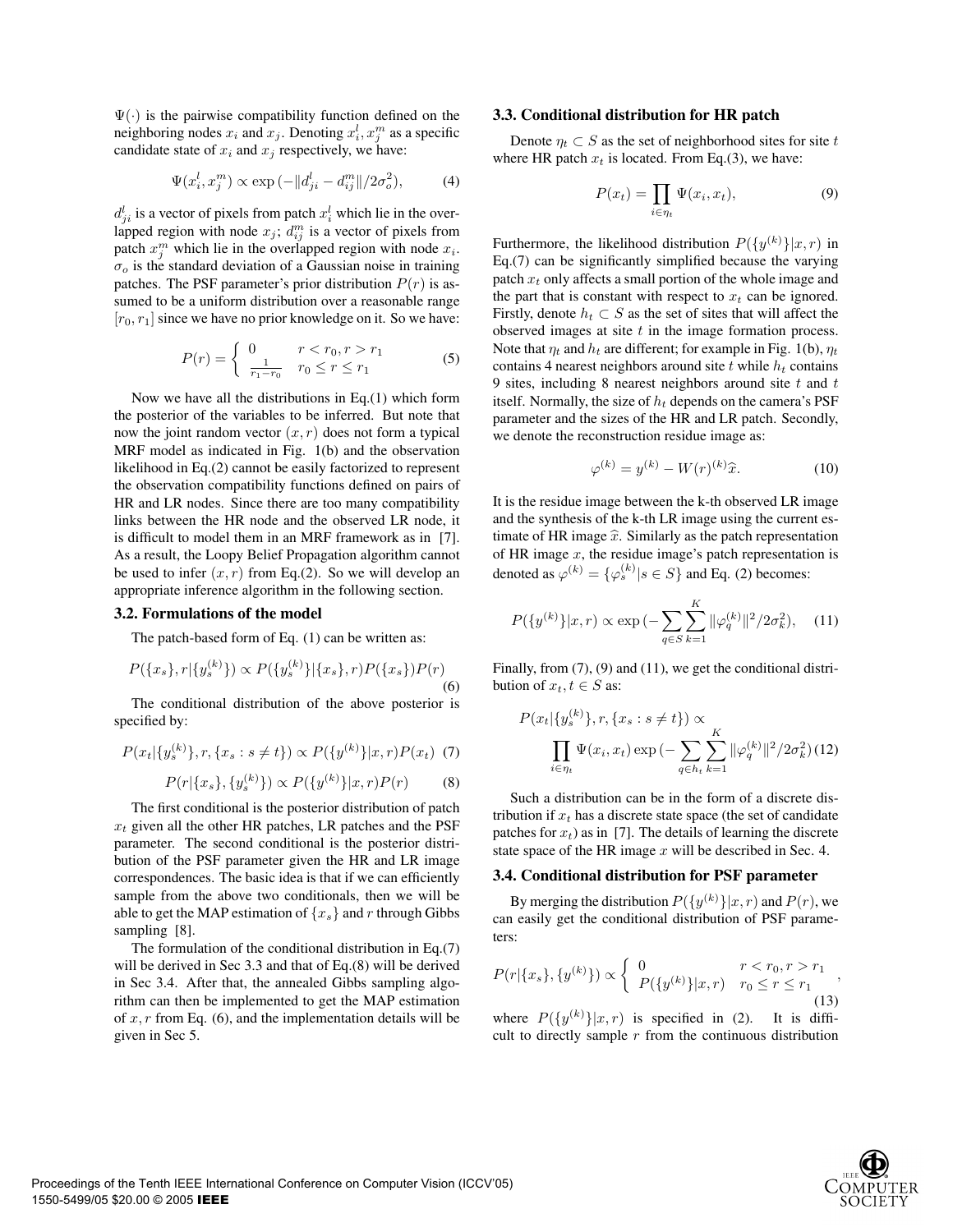$\Psi(\cdot)$ is the pairwise compatibility function defined on the neighboring nodes $x_i$ and $x_j$. Denoting $x_i^l, x_j^m$ as a specific candidate state of $x_i$ and $x_j$ respectively, we have:

$$\Psi(x_i^l, x_j^m) \propto \exp\left(-\|d_{ji}^l - d_{ij}^m\|/2\sigma_o^2\right), \tag{4}$$

$d_{ji}^l$ is a vector of pixels from patch $x_i^l$ which lie in the overlapped region with node $x_j$; $d_{ij}^m$ is a vector of pixels from patch $x_j^m$ which lie in the overlapped region with node $x_i$. $\sigma_o$ is the standard deviation of a Gaussian noise in training patches. The PSF parameter's prior distribution $P(r)$ is assumed to be a uniform distribution over a reasonable range $[r_0, r_1]$ since we have no prior knowledge on it. So we have:

$$P(r) = \begin{cases} 0 & r < r_0, r > r_1 \\ \frac{1}{r_1 - r_0} & r_0 \leq r \leq r_1 \end{cases} \tag{5}$$

Now we have all the distributions in Eq.(1) which form the posterior of the variables to be inferred. But note that now the joint random vector $(x, r)$ does not form a typical MRF model as indicated in Fig. 1(b) and the observation likelihood in Eq.(2) cannot be easily factorized to represent the observation compatibility functions defined on pairs of HR and LR nodes. Since there are too many compatibility links between the HR node and the observed LR node, it is difficult to model them in an MRF framework as in [7]. As a result, the Loopy Belief Propagation algorithm cannot be used to infer $(x, r)$ from Eq.(2). So we will develop an appropriate inference algorithm in the following section.

### 3.2. Formulations of the model

The patch-based form of Eq. (1) can be written as:

$$P(\{x_s\}, r | \{y_s^{(k)}\}) \propto P(\{y_s^{(k)}\} | \{x_s\}, r) P(\{x_s\}) P(r) \tag{6}$$

The conditional distribution of the above posterior is specified by:

$$P(x_t | \{y_s^{(k)}\}, r, \{x_s : s \neq t\}) \propto P(\{y^{(k)}\} | x, r) P(x_t) \tag{7}$$

$$P(r | \{x_s\}, \{y_s^{(k)}\}) \propto P(\{y^{(k)}\} | x, r) P(r) \tag{8}$$

The first conditional is the posterior distribution of patch $x_t$ given all the other HR patches, LR patches and the PSF parameter. The second conditional is the posterior distribution of the PSF parameter given the HR and LR image correspondences. The basic idea is that if we can efficiently sample from the above two conditionals, then we will be able to get the MAP estimation of $\{x_s\}$ and $r$ through Gibbs sampling [8].

The formulation of the conditional distribution in Eq.(7) will be derived in Sec 3.3 and that of Eq.(8) will be derived in Sec 3.4. After that, the annealed Gibbs sampling algorithm can then be implemented to get the MAP estimation of $x, r$ from Eq. (6), and the implementation details will be given in Sec 5.

### 3.3. Conditional distribution for HR patch

Denote $\eta_t \subset S$ as the set of neighborhood sites for site $t$ where HR patch $x_t$ is located. From Eq.(3), we have:

$$P(x_t) = \prod_{i \in \eta_t} \Psi(x_i, x_t), \tag{9}$$

Furthermore, the likelihood distribution $P(\{y^{(k)}\} | x, r)$ in Eq.(7) can be significantly simplified because the varying patch $x_t$ only affects a small portion of the whole image and the part that is constant with respect to $x_t$ can be ignored. Firstly, denote $h_t \subset S$ as the set of sites that will affect the observed images at site $t$ in the image formation process. Note that $\eta_t$ and $h_t$ are different; for example in Fig. 1(b), $\eta_t$ contains 4 nearest neighbors around site $t$ while $h_t$ contains 9 sites, including 8 nearest neighbors around site $t$ and $t$ itself. Normally, the size of $h_t$ depends on the camera's PSF parameter and the sizes of the HR and LR patch. Secondly, we denote the reconstruction residue image as:

$$\varphi^{(k)} = y^{(k)} - W(r)^{(k)} \widehat{x}. \tag{10}$$

It is the residue image between the k-th observed LR image and the synthesis of the k-th LR image using the current estimate of HR image $\widehat{x}$. Similarly as the patch representation of HR image $x$, the residue image's patch representation is denoted as $\varphi^{(k)} = \{\varphi_s^{(k)} | s \in S\}$ and Eq. (2) becomes:

$$P(\{y^{(k)}\} | x, r) \propto \exp\left(-\sum_{q \in S} \sum_{k=1}^{K} \|\varphi_q^{(k)}\|^2 / 2\sigma_k^2\right), \tag{11}$$

Finally, from (7), (9) and (11), we get the conditional distribution of $x_t, t \in S$ as:

$$P(x_t | \{y_s^{(k)}\}, r, \{x_s : s \neq t\}) \propto \prod_{i \in \eta_t} \Psi(x_i, x_t) \exp\left(-\sum_{q \in h_t} \sum_{k=1}^{K} \|\varphi_q^{(k)}\|^2 / 2\sigma_k^2\right) \tag{12}$$

Such a distribution can be in the form of a discrete distribution if $x_t$ has a discrete state space (the set of candidate patches for $x_t$) as in [7]. The details of learning the discrete state space of the HR image $x$ will be described in Sec. 4.

### 3.4. Conditional distribution for PSF parameter

By merging the distribution $P(\{y^{(k)}\} | x, r)$ and $P(r)$, we can easily get the conditional distribution of PSF parameters:

$$P(r | \{x_s\}, \{y^{(k)}\}) \propto \begin{cases} 0 & r < r_0, r > r_1 \\ P(\{y^{(k)}\} | x, r) & r_0 \leq r \leq r_1 \end{cases}, \tag{13}$$

where $P(\{y^{(k)}\} | x, r)$ is specified in (2). It is difficult to directly sample $r$ from the continuous distribution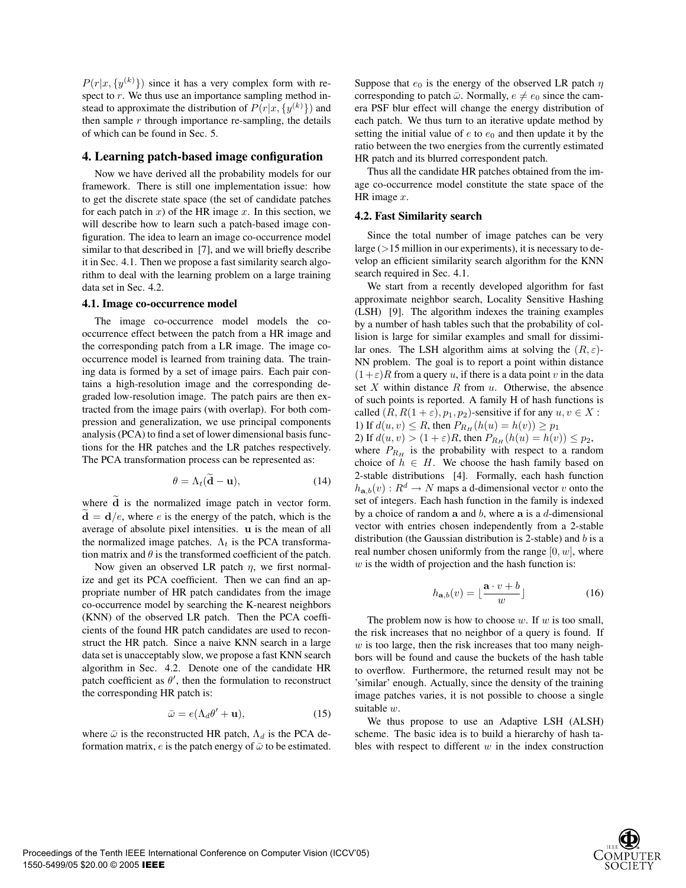$P(r|x, \{y^{(k)}\})$ since it has a very complex form with respect to $r$. We thus use an importance sampling method instead to approximate the distribution of $P(r|x, \{y^{(k)}\})$ and then sample $r$ through importance re-sampling, the details of which can be found in Sec. 5.

## 4. Learning patch-based image configuration

Now we have derived all the probability models for our framework. There is still one implementation issue: how to get the discrete state space (the set of candidate patches for each patch in $x$) of the HR image $x$. In this section, we will describe how to learn such a patch-based image configuration. The idea to learn an image co-occurrence model similar to that described in [7], and we will briefly describe it in Sec. 4.1. Then we propose a fast similarity search algorithm to deal with the learning problem on a large training data set in Sec. 4.2.

### 4.1. Image co-occurrence model

The image co-occurrence model models the co-occurrence effect between the patch from a HR image and the corresponding patch from a LR image. The image co-occurrence model is learned from training data. The training data is formed by a set of image pairs. Each pair contains a high-resolution image and the corresponding degraded low-resolution image. The patch pairs are then extracted from the image pairs (with overlap). For both compression and generalization, we use principal components analysis (PCA) to find a set of lower dimensional basis functions for the HR patches and the LR patches respectively. The PCA transformation process can be represented as:

$$\theta = \Lambda_t(\widetilde{\mathbf{d}} - \mathbf{u}), \tag{14}$$

where $\widetilde{\mathbf{d}}$ is the normalized image patch in vector form. $\widetilde{\mathbf{d}} = \mathbf{d}/e$, where $e$ is the energy of the patch, which is the average of absolute pixel intensities. $\mathbf{u}$ is the mean of all the normalized image patches. $\Lambda_t$ is the PCA transformation matrix and $\theta$ is the transformed coefficient of the patch.

Now given an observed LR patch $\eta$, we first normalize and get its PCA coefficient. Then we can find an appropriate number of HR patch candidates from the image co-occurrence model by searching the K-nearest neighbors (KNN) of the observed LR patch. Then the PCA coefficients of the found HR patch candidates are used to reconstruct the HR patch. Since a naive KNN search in a large data set is unacceptably slow, we propose a fast KNN search algorithm in Sec. 4.2. Denote one of the candidate HR patch coefficient as $\theta'$, then the formulation to reconstruct the corresponding HR patch is:

$$\bar{\omega} = e(\Lambda_d \theta' + \mathbf{u}), \tag{15}$$

where $\bar{\omega}$ is the reconstructed HR patch, $\Lambda_d$ is the PCA deformation matrix, $e$ is the patch energy of $\bar{\omega}$ to be estimated. Suppose that $e_0$ is the energy of the observed LR patch $\eta$ corresponding to patch $\bar{\omega}$. Normally, $e \neq e_0$ since the camera PSF blur effect will change the energy distribution of each patch. We thus turn to an iterative update method by setting the initial value of $e$ to $e_0$ and then update it by the ratio between the two energies from the currently estimated HR patch and its blurred correspondent patch.

Thus all the candidate HR patches obtained from the image co-occurrence model constitute the state space of the HR image $x$.

### 4.2. Fast Similarity search

Since the total number of image patches can be very large (>15 million in our experiments), it is necessary to develop an efficient similarity search algorithm for the KNN search required in Sec. 4.1.

We start from a recently developed algorithm for fast approximate neighbor search, Locality Sensitive Hashing (LSH) [9]. The algorithm indexes the training examples by a number of hash tables such that the probability of collision is large for similar examples and small for dissimilar ones. The LSH algorithm aims at solving the $(R, \varepsilon)$-NN problem. The goal is to report a point within distance $(1+\varepsilon)R$ from a query $u$, if there is a data point $v$ in the data set $X$ within distance $R$ from $u$. Otherwise, the absence of such points is reported. A family H of hash functions is called $(R, R(1+\varepsilon), p_1, p_2)$-sensitive if for any $u, v \in X$ :
1) If $d(u, v) \leq R$, then $P_{R_H}(h(u) = h(v)) \geq p_1$
2) If $d(u, v) > (1+\varepsilon)R$, then $P_{R_H}(h(u) = h(v)) \leq p_2$,
where $P_{R_H}$ is the probability with respect to a random choice of $h \in H$. We choose the hash family based on 2-stable distributions [4]. Formally, each hash function $h_{\mathbf{a},b}(v) : R^d \to N$ maps a d-dimensional vector $v$ onto the set of integers. Each hash function in the family is indexed by a choice of random $\mathbf{a}$ and $b$, where $\mathbf{a}$ is a $d$-dimensional vector with entries chosen independently from a 2-stable distribution (the Gaussian distribution is 2-stable) and $b$ is a real number chosen uniformly from the range $[0, w]$, where $w$ is the width of projection and the hash function is:

$$h_{\mathbf{a},b}(v) = \lfloor \frac{\mathbf{a} \cdot v + b}{w} \rfloor \tag{16}$$

The problem now is how to choose $w$. If $w$ is too small, the risk increases that no neighbor of a query is found. If $w$ is too large, then the risk increases that too many neighbors will be found and cause the buckets of the hash table to overflow. Furthermore, the returned result may not be 'similar' enough. Actually, since the density of the training image patches varies, it is not possible to choose a single suitable $w$.

We thus propose to use an Adaptive LSH (ALSH) scheme. The basic idea is to build a hierarchy of hash tables with respect to different $w$ in the index construction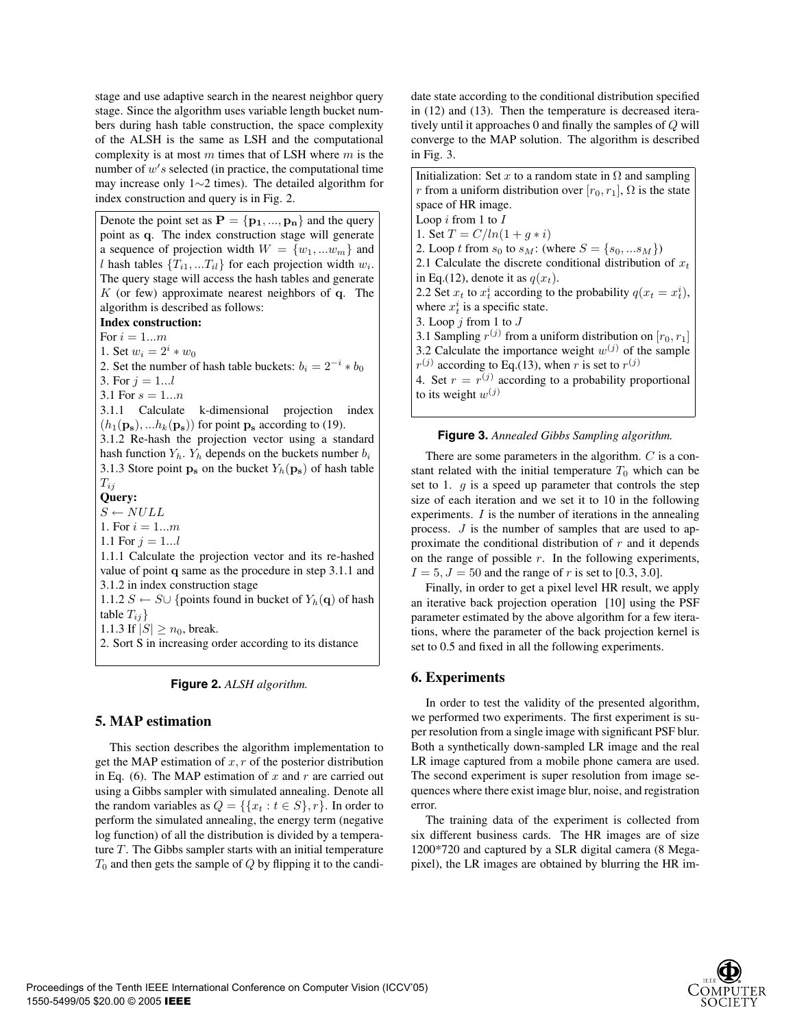stage and use adaptive search in the nearest neighbor query stage. Since the algorithm uses variable length bucket numbers during hash table construction, the space complexity of the ALSH is the same as LSH and the computational complexity is at most $m$ times that of LSH where $m$ is the number of $w's$ selected (in practice, the computational time may increase only 1∼2 times). The detailed algorithm for index construction and query is in Fig. 2.

Denote the point set as $\mathbf{P} = \{\mathbf{p_1}, ..., \mathbf{p_n}\}$ and the query point as $\mathbf{q}$. The index construction stage will generate a sequence of projection width $W = \{w_1, ...w_m\}$ and $l$ hash tables $\{T_{i1}, ...T_{il}\}$ for each projection width $w_i$. The query stage will access the hash tables and generate $K$ (or few) approximate nearest neighbors of $\mathbf{q}$. The algorithm is described as follows:

**Index construction:**

For $i = 1...m$

1. Set $w_i = 2^i * w_0$
2. Set the number of hash table buckets: $b_i = 2^{-i} * b_0$
3. For $j = 1...l$

3.1 For $s = 1...n$

3.1.1 Calculate k-dimensional projection index $(h_1(\mathbf{p_s}), ...h_k(\mathbf{p_s}))$ for point $\mathbf{p_s}$ according to (19).

3.1.2 Re-hash the projection vector using a standard hash function $Y_h$. $Y_h$ depends on the buckets number $b_i$

3.1.3 Store point $\mathbf{p_s}$ on the bucket $Y_h(\mathbf{p_s})$ of hash table $T_{ij}$

**Query:**

$S \leftarrow NULL$

1. For $i = 1...m$

1.1 For $j = 1...l$

1.1.1 Calculate the projection vector and its re-hashed value of point $\mathbf{q}$ same as the procedure in step 3.1.1 and 3.1.2 in index construction stage

1.1.2 $S \leftarrow S \cup$ {points found in bucket of $Y_h(\mathbf{q})$ of hash table $T_{ij}$}

1.1.3 If $|S| \geq n_0$, break.

2. Sort S in increasing order according to its distance

**Figure 2.** *ALSH algorithm.*

## 5. MAP estimation

This section describes the algorithm implementation to get the MAP estimation of $x, r$ of the posterior distribution in Eq. (6). The MAP estimation of $x$ and $r$ are carried out using a Gibbs sampler with simulated annealing. Denote all the random variables as $Q = \{\{x_t : t \in S\}, r\}$. In order to perform the simulated annealing, the energy term (negative log function) of all the distribution is divided by a temperature $T$. The Gibbs sampler starts with an initial temperature $T_0$ and then gets the sample of $Q$ by flipping it to the candidate state according to the conditional distribution specified in (12) and (13). Then the temperature is decreased iteratively until it approaches 0 and finally the samples of $Q$ will converge to the MAP solution. The algorithm is described in Fig. 3.

Initialization: Set $x$ to a random state in $\Omega$ and sampling $r$ from a uniform distribution over $[r_0, r_1]$, $\Omega$ is the state space of HR image.

Loop $i$ from 1 to $I$

1. Set $T = C/ln(1 + g * i)$
2. Loop $t$ from $s_0$ to $s_M$: (where $S = \{s_0, ...s_M\}$)

2.1 Calculate the discrete conditional distribution of $x_t$ in Eq.(12), denote it as $q(x_t)$.

2.2 Set $x_t$ to $x_t^i$ according to the probability $q(x_t = x_t^i)$, where $x_t^i$ is a specific state.

3. Loop $j$ from 1 to $J$

3.1 Sampling $r^{(j)}$ from a uniform distribution on $[r_0, r_1]$

3.2 Calculate the importance weight $w^{(j)}$ of the sample $r^{(j)}$ according to Eq.(13), when $r$ is set to $r^{(j)}$

4. Set $r = r^{(j)}$ according to a probability proportional to its weight $w^{(j)}$

**Figure 3.** *Annealed Gibbs Sampling algorithm.*

There are some parameters in the algorithm. $C$ is a constant related with the initial temperature $T_0$ which can be set to 1. $g$ is a speed up parameter that controls the step size of each iteration and we set it to 10 in the following experiments. $I$ is the number of iterations in the annealing process. $J$ is the number of samples that are used to approximate the conditional distribution of $r$ and it depends on the range of possible $r$. In the following experiments, $I = 5$, $J = 50$ and the range of $r$ is set to [0.3, 3.0].

Finally, in order to get a pixel level HR result, we apply an iterative back projection operation [10] using the PSF parameter estimated by the above algorithm for a few iterations, where the parameter of the back projection kernel is set to 0.5 and fixed in all the following experiments.

## 6. Experiments

In order to test the validity of the presented algorithm, we performed two experiments. The first experiment is super resolution from a single image with significant PSF blur. Both a synthetically down-sampled LR image and the real LR image captured from a mobile phone camera are used. The second experiment is super resolution from image sequences where there exist image blur, noise, and registration error.

The training data of the experiment is collected from six different business cards. The HR images are of size 1200*720 and captured by a SLR digital camera (8 Megapixel), the LR images are obtained by blurring the HR im-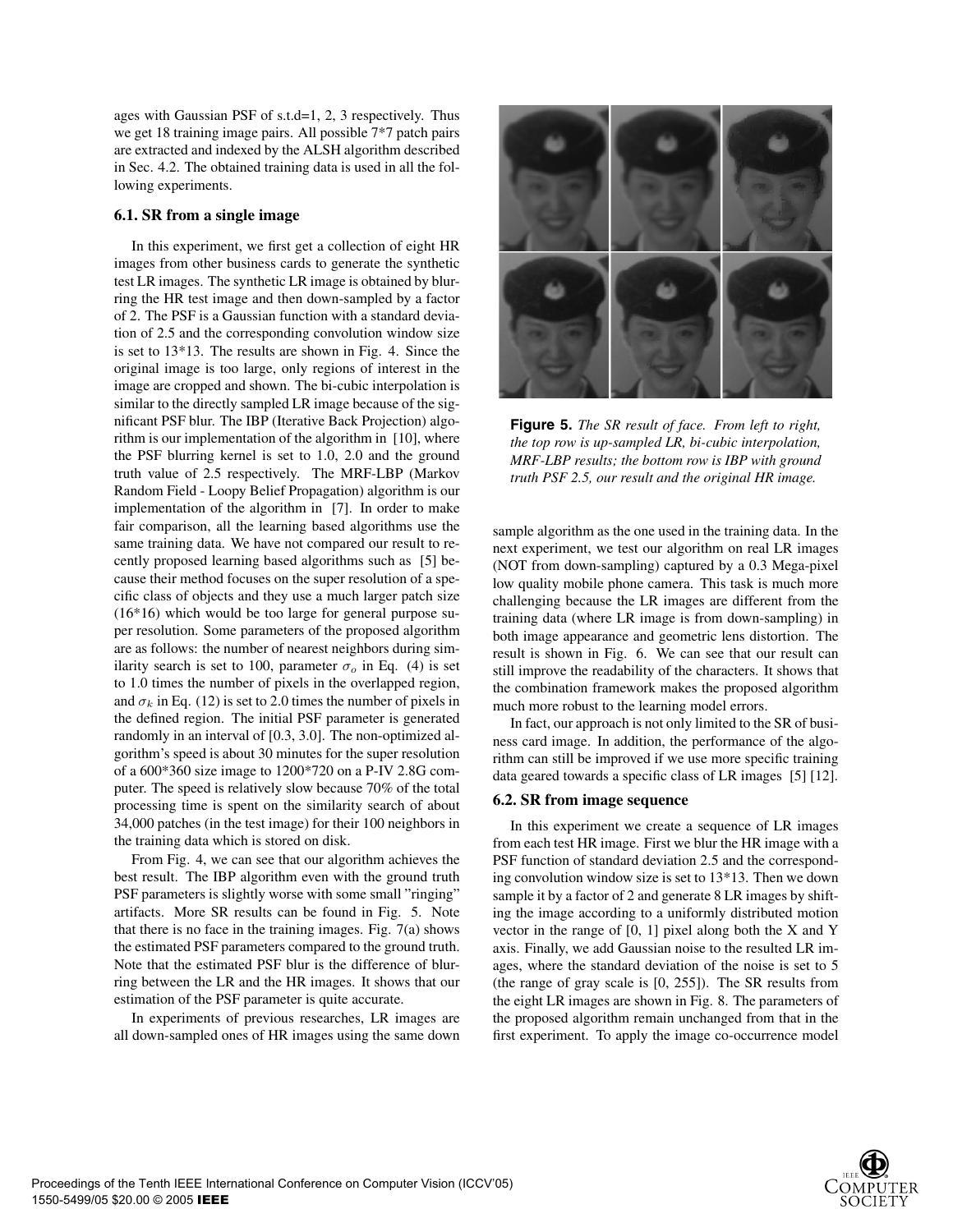ages with Gaussian PSF of s.t.d=1, 2, 3 respectively. Thus we get 18 training image pairs. All possible 7*7 patch pairs are extracted and indexed by the ALSH algorithm described in Sec. 4.2. The obtained training data is used in all the following experiments.

### 6.1. SR from a single image

In this experiment, we first get a collection of eight HR images from other business cards to generate the synthetic test LR images. The synthetic LR image is obtained by blurring the HR test image and then down-sampled by a factor of 2. The PSF is a Gaussian function with a standard deviation of 2.5 and the corresponding convolution window size is set to 13*13. The results are shown in Fig. 4. Since the original image is too large, only regions of interest in the image are cropped and shown. The bi-cubic interpolation is similar to the directly sampled LR image because of the significant PSF blur. The IBP (Iterative Back Projection) algorithm is our implementation of the algorithm in [10], where the PSF blurring kernel is set to 1.0, 2.0 and the ground truth value of 2.5 respectively. The MRF-LBP (Markov Random Field - Loopy Belief Propagation) algorithm is our implementation of the algorithm in [7]. In order to make fair comparison, all the learning based algorithms use the same training data. We have not compared our result to recently proposed learning based algorithms such as [5] because their method focuses on the super resolution of a specific class of objects and they use a much larger patch size (16*16) which would be too large for general purpose super resolution. Some parameters of the proposed algorithm are as follows: the number of nearest neighbors during similarity search is set to 100, parameter $\sigma_o$ in Eq. (4) is set to 1.0 times the number of pixels in the overlapped region, and $\sigma_k$ in Eq. (12) is set to 2.0 times the number of pixels in the defined region. The initial PSF parameter is generated randomly in an interval of [0.3, 3.0]. The non-optimized algorithm's speed is about 30 minutes for the super resolution of a 600*360 size image to 1200*720 on a P-IV 2.8G computer. The speed is relatively slow because 70% of the total processing time is spent on the similarity search of about 34,000 patches (in the test image) for their 100 neighbors in the training data which is stored on disk.

From Fig. 4, we can see that our algorithm achieves the best result. The IBP algorithm even with the ground truth PSF parameters is slightly worse with some small "ringing" artifacts. More SR results can be found in Fig. 5. Note that there is no face in the training images. Fig. 7(a) shows the estimated PSF parameters compared to the ground truth. Note that the estimated PSF blur is the difference of blurring between the LR and the HR images. It shows that our estimation of the PSF parameter is quite accurate.

In experiments of previous researches, LR images are all down-sampled ones of HR images using the same down sample algorithm as the one used in the training data. In the next experiment, we test our algorithm on real LR images (NOT from down-sampling) captured by a 0.3 Mega-pixel low quality mobile phone camera. This task is much more challenging because the LR images are different from the training data (where LR image is from down-sampling) in both image appearance and geometric lens distortion. The result is shown in Fig. 6. We can see that our result can still improve the readability of the characters. It shows that the combination framework makes the proposed algorithm much more robust to the learning model errors.

In fact, our approach is not only limited to the SR of business card image. In addition, the performance of the algorithm can still be improved if we use more specific training data geared towards a specific class of LR images [5] [12].

**Figure 5.** *The SR result of face. From left to right, the top row is up-sampled LR, bi-cubic interpolation, MRF-LBP results; the bottom row is IBP with ground truth PSF 2.5, our result and the original HR image.*

### 6.2. SR from image sequence

In this experiment we create a sequence of LR images from each test HR image. First we blur the HR image with a PSF function of standard deviation 2.5 and the corresponding convolution window size is set to 13*13. Then we down sample it by a factor of 2 and generate 8 LR images by shifting the image according to a uniformly distributed motion vector in the range of [0, 1] pixel along both the X and Y axis. Finally, we add Gaussian noise to the resulted LR images, where the standard deviation of the noise is set to 5 (the range of gray scale is [0, 255]). The SR results from the eight LR images are shown in Fig. 8. The parameters of the proposed algorithm remain unchanged from that in the first experiment. To apply the image co-occurrence model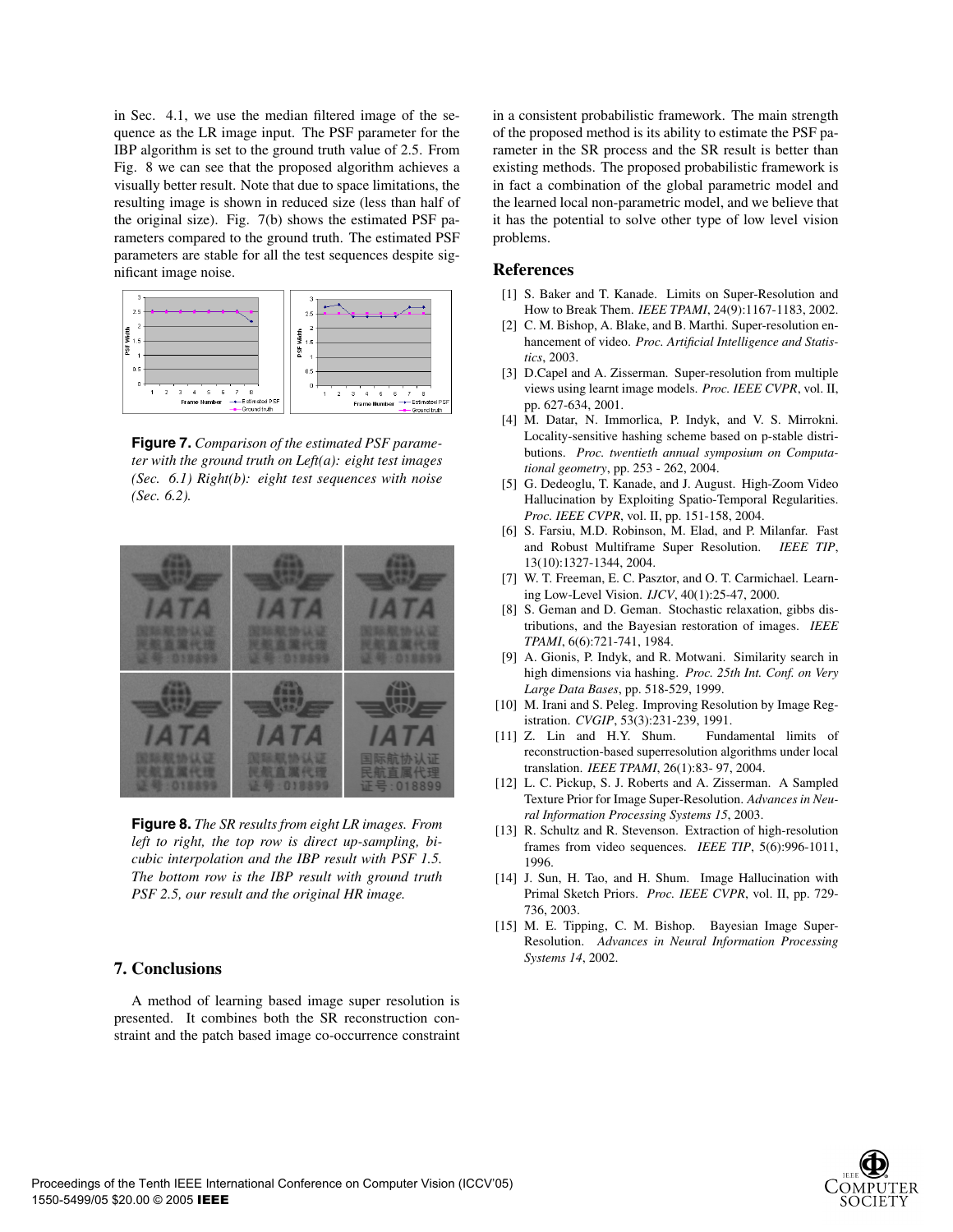in Sec. 4.1, we use the median filtered image of the sequence as the LR image input. The PSF parameter for the IBP algorithm is set to the ground truth value of 2.5. From Fig. 8 we can see that the proposed algorithm achieves a visually better result. Note that due to space limitations, the resulting image is shown in reduced size (less than half of the original size). Fig. 7(b) shows the estimated PSF parameters compared to the ground truth. The estimated PSF parameters are stable for all the test sequences despite significant image noise.

**Figure 7.** *Comparison of the estimated PSF parameter with the ground truth on Left(a): eight test images (Sec. 6.1) Right(b): eight test sequences with noise (Sec. 6.2).*

**Figure 8.** *The SR results from eight LR images. From left to right, the top row is direct up-sampling, bicubic interpolation and the IBP result with PSF 1.5. The bottom row is the IBP result with ground truth PSF 2.5, our result and the original HR image.*

## 7. Conclusions

A method of learning based image super resolution is presented. It combines both the SR reconstruction constraint and the patch based image co-occurrence constraint in a consistent probabilistic framework. The main strength of the proposed method is its ability to estimate the PSF parameter in the SR process and the SR result is better than existing methods. The proposed probabilistic framework is in fact a combination of the global parametric model and the learned local non-parametric model, and we believe that it has the potential to solve other type of low level vision problems.

## References

[1] S. Baker and T. Kanade. Limits on Super-Resolution and How to Break Them. *IEEE TPAMI*, 24(9):1167-1183, 2002.

[2] C. M. Bishop, A. Blake, and B. Marthi. Super-resolution enhancement of video. *Proc. Artificial Intelligence and Statistics*, 2003.

[3] D.Capel and A. Zisserman. Super-resolution from multiple views using learnt image models. *Proc. IEEE CVPR*, vol. II, pp. 627-634, 2001.

[4] M. Datar, N. Immorlica, P. Indyk, and V. S. Mirrokni. Locality-sensitive hashing scheme based on p-stable distributions. *Proc. twentieth annual symposium on Computational geometry*, pp. 253 - 262, 2004.

[5] G. Dedeoglu, T. Kanade, and J. August. High-Zoom Video Hallucination by Exploiting Spatio-Temporal Regularities. *Proc. IEEE CVPR*, vol. II, pp. 151-158, 2004.

[6] S. Farsiu, M.D. Robinson, M. Elad, and P. Milanfar. Fast and Robust Multiframe Super Resolution. *IEEE TIP*, 13(10):1327-1344, 2004.

[7] W. T. Freeman, E. C. Pasztor, and O. T. Carmichael. Learning Low-Level Vision. *IJCV*, 40(1):25-47, 2000.

[8] S. Geman and D. Geman. Stochastic relaxation, gibbs distributions, and the Bayesian restoration of images. *IEEE TPAMI*, 6(6):721-741, 1984.

[9] A. Gionis, P. Indyk, and R. Motwani. Similarity search in high dimensions via hashing. *Proc. 25th Int. Conf. on Very Large Data Bases*, pp. 518-529, 1999.

[10] M. Irani and S. Peleg. Improving Resolution by Image Registration. *CVGIP*, 53(3):231-239, 1991.

[11] Z. Lin and H.Y. Shum. Fundamental limits of reconstruction-based superresolution algorithms under local translation. *IEEE TPAMI*, 26(1):83- 97, 2004.

[12] L. C. Pickup, S. J. Roberts and A. Zisserman. A Sampled Texture Prior for Image Super-Resolution. *Advances in Neural Information Processing Systems 15*, 2003.

[13] R. Schultz and R. Stevenson. Extraction of high-resolution frames from video sequences. *IEEE TIP*, 5(6):996-1011, 1996.

[14] J. Sun, H. Tao, and H. Shum. Image Hallucination with Primal Sketch Priors. *Proc. IEEE CVPR*, vol. II, pp. 729-736, 2003.

[15] M. E. Tipping, C. M. Bishop. Bayesian Image Super-Resolution. *Advances in Neural Information Processing Systems 14*, 2002.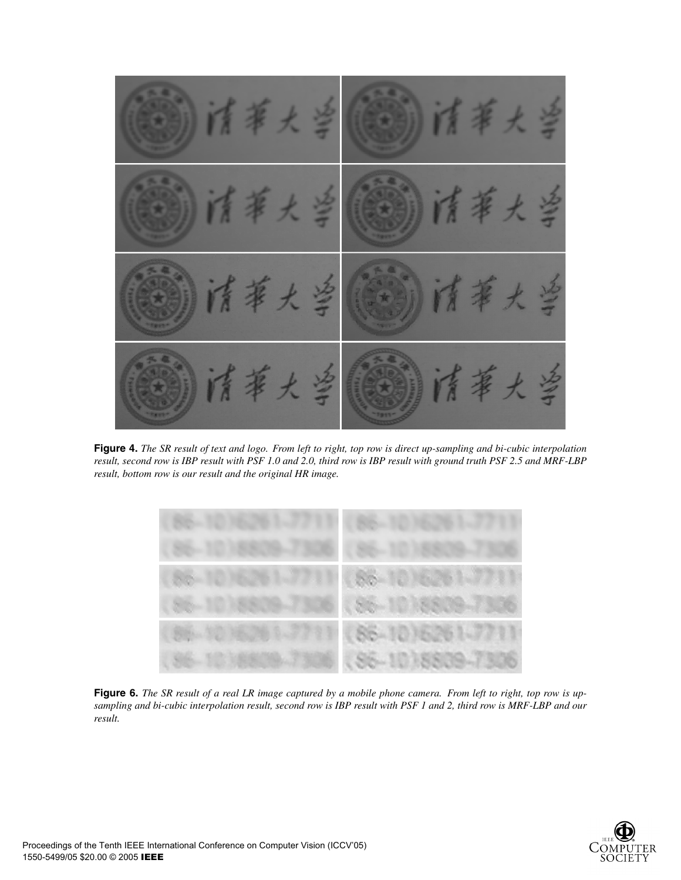**Figure 4.** *The SR result of text and logo. From left to right, top row is direct up-sampling and bi-cubic interpolation result, second row is IBP result with PSF 1.0 and 2.0, third row is IBP result with ground truth PSF 2.5 and MRF-LBP result, bottom row is our result and the original HR image.*

**Figure 6.** *The SR result of a real LR image captured by a mobile phone camera. From left to right, top row is up-sampling and bi-cubic interpolation result, second row is IBP result with PSF 1 and 2, third row is MRF-LBP and our result.*